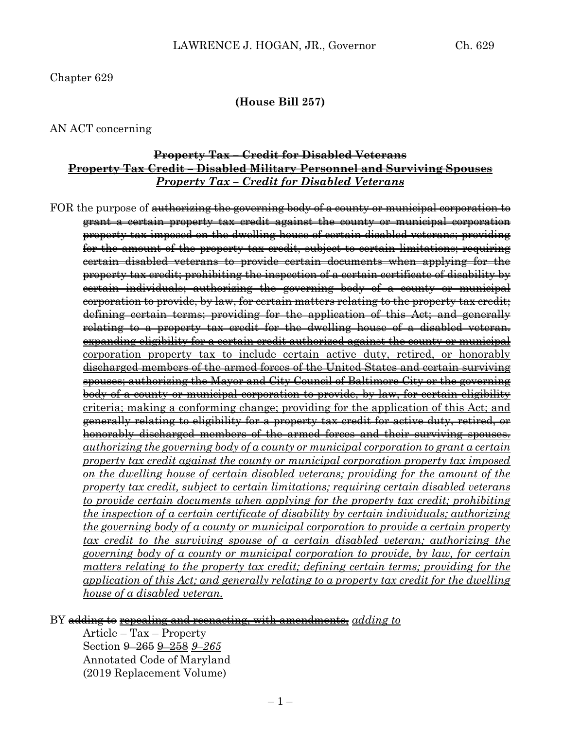Chapter 629

**(House Bill 257)**

AN ACT concerning

**~~Property Tax – Credit for Disabled Veterans~~**
**~~Property Tax Credit – Disabled Military Personnel and Surviving Spouses~~**
***Property Tax – Credit for Disabled Veterans***

FOR the purpose of ~~authorizing the governing body of a county or municipal corporation to grant a certain property tax credit against the county or municipal corporation property tax imposed on the dwelling house of certain disabled veterans; providing for the amount of the property tax credit, subject to certain limitations; requiring certain disabled veterans to provide certain documents when applying for the property tax credit; prohibiting the inspection of a certain certificate of disability by certain individuals; authorizing the governing body of a county or municipal corporation to provide, by law, for certain matters relating to the property tax credit; defining certain terms; providing for the application of this Act; and generally relating to a property tax credit for the dwelling house of a disabled veteran.~~ ~~expanding eligibility for a certain credit authorized against the county or municipal corporation property tax to include certain active duty, retired, or honorably discharged members of the armed forces of the United States and certain surviving spouses; authorizing the Mayor and City Council of Baltimore City or the governing body of a county or municipal corporation to provide, by law, for certain eligibility criteria; making a conforming change; providing for the application of this Act; and generally relating to eligibility for a property tax credit for active duty, retired, or honorably discharged members of the armed forces and their surviving spouses.~~ *authorizing the governing body of a county or municipal corporation to grant a certain property tax credit against the county or municipal corporation property tax imposed on the dwelling house of certain disabled veterans; providing for the amount of the property tax credit, subject to certain limitations; requiring certain disabled veterans to provide certain documents when applying for the property tax credit; prohibiting the inspection of a certain certificate of disability by certain individuals; authorizing the governing body of a county or municipal corporation to provide a certain property tax credit to the surviving spouse of a certain disabled veteran; authorizing the governing body of a county or municipal corporation to provide, by law, for certain matters relating to the property tax credit; defining certain terms; providing for the application of this Act; and generally relating to a property tax credit for the dwelling house of a disabled veteran.*

BY ~~adding to~~ ~~repealing and reenacting, with amendments,~~ *adding to*
Article – Tax – Property
Section ~~9–265~~ ~~9–258~~ *9–265*
Annotated Code of Maryland
(2019 Replacement Volume)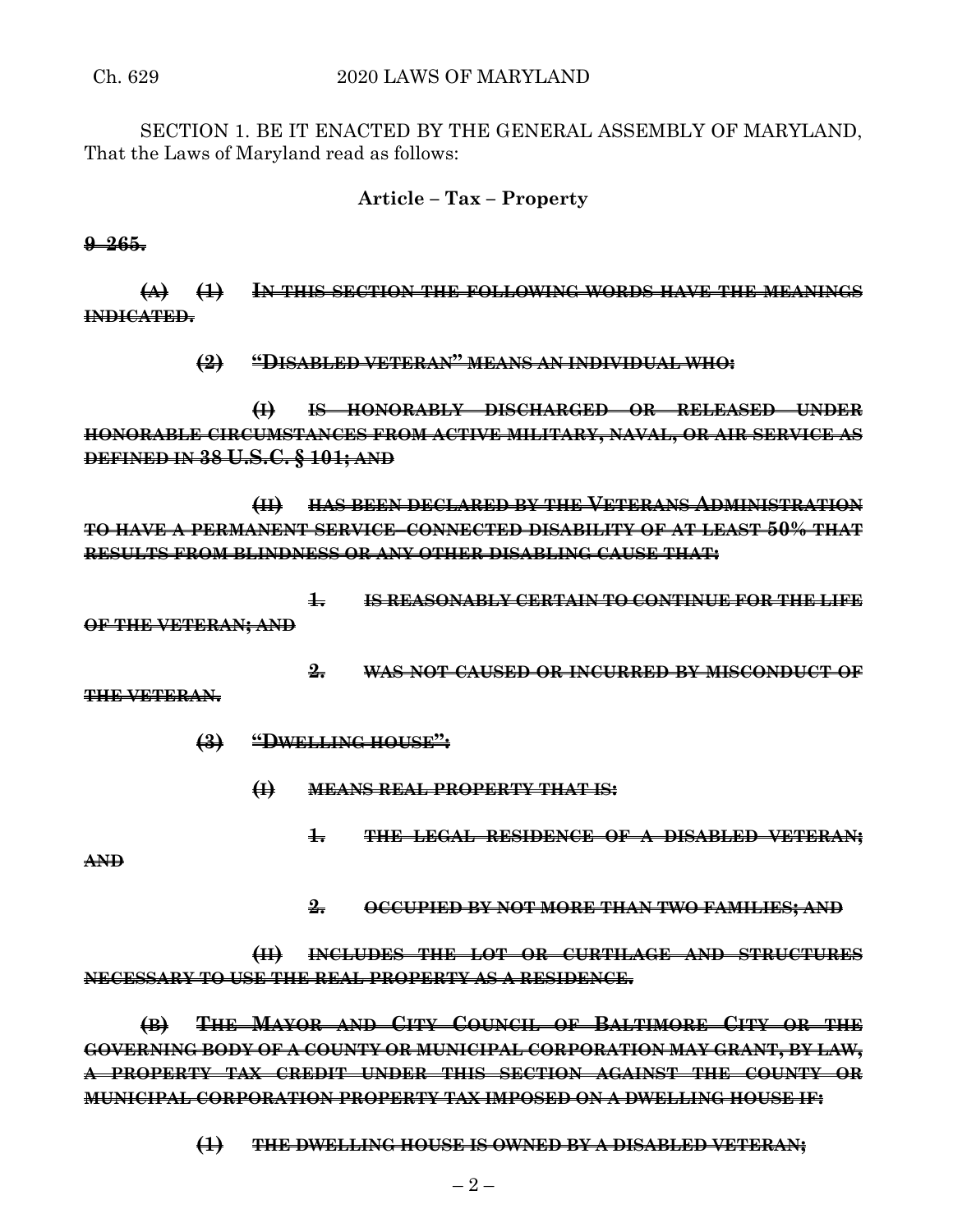SECTION 1. BE IT ENACTED BY THE GENERAL ASSEMBLY OF MARYLAND, That the Laws of Maryland read as follows:

**Article – Tax – Property**

~~**9–265.**~~

~~**(A) (1) IN THIS SECTION THE FOLLOWING WORDS HAVE THE MEANINGS INDICATED.**~~

~~**(2) "DISABLED VETERAN" MEANS AN INDIVIDUAL WHO:**~~

~~**(I) IS HONORABLY DISCHARGED OR RELEASED UNDER HONORABLE CIRCUMSTANCES FROM ACTIVE MILITARY, NAVAL, OR AIR SERVICE AS DEFINED IN 38 U.S.C. § 101; AND**~~

~~**(II) HAS BEEN DECLARED BY THE VETERANS ADMINISTRATION TO HAVE A PERMANENT SERVICE–CONNECTED DISABILITY OF AT LEAST 50% THAT RESULTS FROM BLINDNESS OR ANY OTHER DISABLING CAUSE THAT:**~~

~~**1. IS REASONABLY CERTAIN TO CONTINUE FOR THE LIFE OF THE VETERAN; AND**~~

~~**2. WAS NOT CAUSED OR INCURRED BY MISCONDUCT OF THE VETERAN.**~~

~~**(3) "DWELLING HOUSE":**~~

~~**(I) MEANS REAL PROPERTY THAT IS:**~~

~~**1. THE LEGAL RESIDENCE OF A DISABLED VETERAN; AND**~~

~~**2. OCCUPIED BY NOT MORE THAN TWO FAMILIES; AND**~~

~~**(II) INCLUDES THE LOT OR CURTILAGE AND STRUCTURES NECESSARY TO USE THE REAL PROPERTY AS A RESIDENCE.**~~

~~**(B) THE MAYOR AND CITY COUNCIL OF BALTIMORE CITY OR THE GOVERNING BODY OF A COUNTY OR MUNICIPAL CORPORATION MAY GRANT, BY LAW, A PROPERTY TAX CREDIT UNDER THIS SECTION AGAINST THE COUNTY OR MUNICIPAL CORPORATION PROPERTY TAX IMPOSED ON A DWELLING HOUSE IF:**~~

~~**(1) THE DWELLING HOUSE IS OWNED BY A DISABLED VETERAN;**~~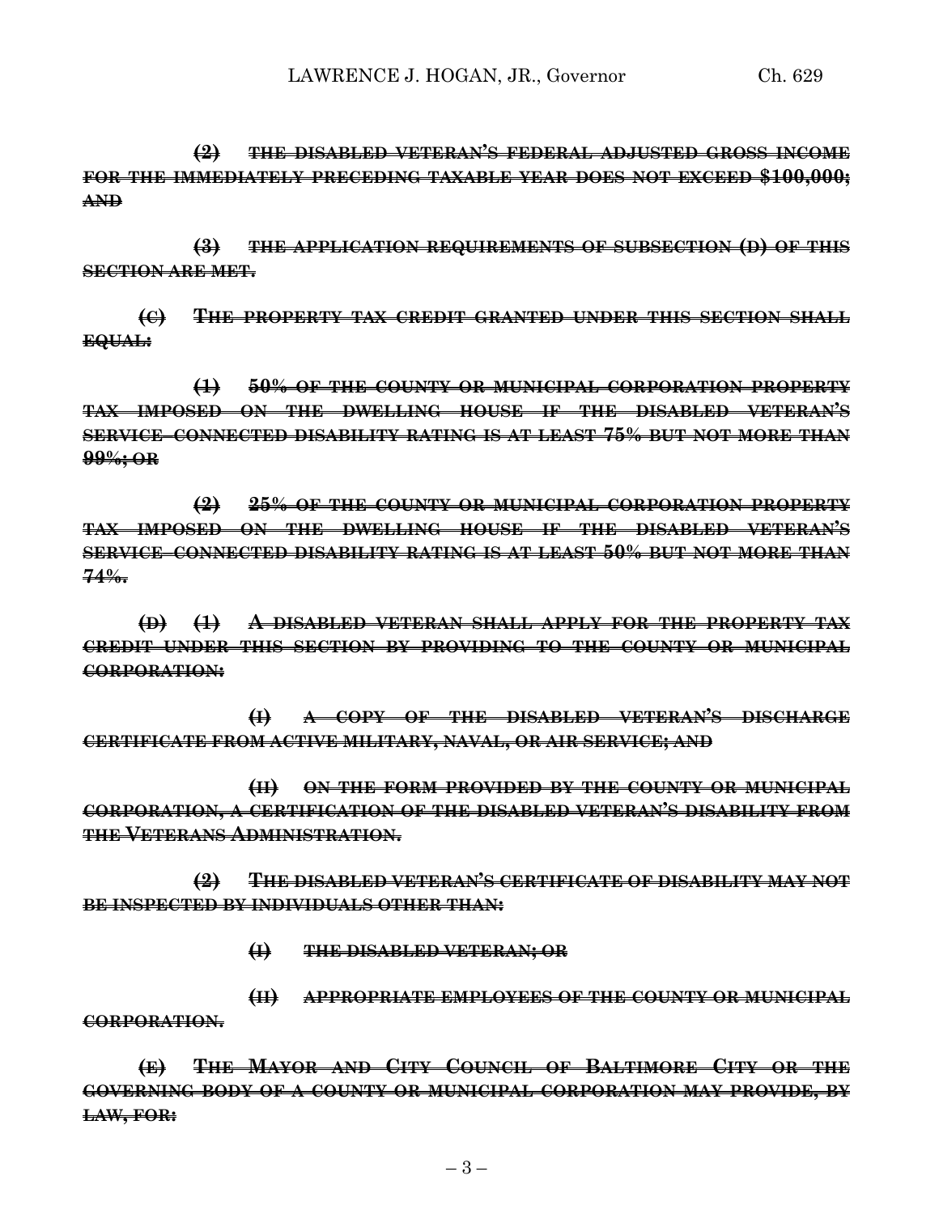~~**(2) THE DISABLED VETERAN'S FEDERAL ADJUSTED GROSS INCOME FOR THE IMMEDIATELY PRECEDING TAXABLE YEAR DOES NOT EXCEED $100,000; AND**~~

~~**(3) THE APPLICATION REQUIREMENTS OF SUBSECTION (D) OF THIS SECTION ARE MET.**~~

~~**(C) THE PROPERTY TAX CREDIT GRANTED UNDER THIS SECTION SHALL EQUAL:**~~

~~**(1) 50% OF THE COUNTY OR MUNICIPAL CORPORATION PROPERTY TAX IMPOSED ON THE DWELLING HOUSE IF THE DISABLED VETERAN'S SERVICE-CONNECTED DISABILITY RATING IS AT LEAST 75% BUT NOT MORE THAN 99%; OR**~~

~~**(2) 25% OF THE COUNTY OR MUNICIPAL CORPORATION PROPERTY TAX IMPOSED ON THE DWELLING HOUSE IF THE DISABLED VETERAN'S SERVICE-CONNECTED DISABILITY RATING IS AT LEAST 50% BUT NOT MORE THAN 74%.**~~

~~**(D) (1) A DISABLED VETERAN SHALL APPLY FOR THE PROPERTY TAX CREDIT UNDER THIS SECTION BY PROVIDING TO THE COUNTY OR MUNICIPAL CORPORATION:**~~

~~**(I) A COPY OF THE DISABLED VETERAN'S DISCHARGE CERTIFICATE FROM ACTIVE MILITARY, NAVAL, OR AIR SERVICE; AND**~~

~~**(II) ON THE FORM PROVIDED BY THE COUNTY OR MUNICIPAL CORPORATION, A CERTIFICATION OF THE DISABLED VETERAN'S DISABILITY FROM THE VETERANS ADMINISTRATION.**~~

~~**(2) THE DISABLED VETERAN'S CERTIFICATE OF DISABILITY MAY NOT BE INSPECTED BY INDIVIDUALS OTHER THAN:**~~

~~**(I) THE DISABLED VETERAN; OR**~~

~~**(II) APPROPRIATE EMPLOYEES OF THE COUNTY OR MUNICIPAL CORPORATION.**~~

~~**(E) THE MAYOR AND CITY COUNCIL OF BALTIMORE CITY OR THE GOVERNING BODY OF A COUNTY OR MUNICIPAL CORPORATION MAY PROVIDE, BY LAW, FOR:**~~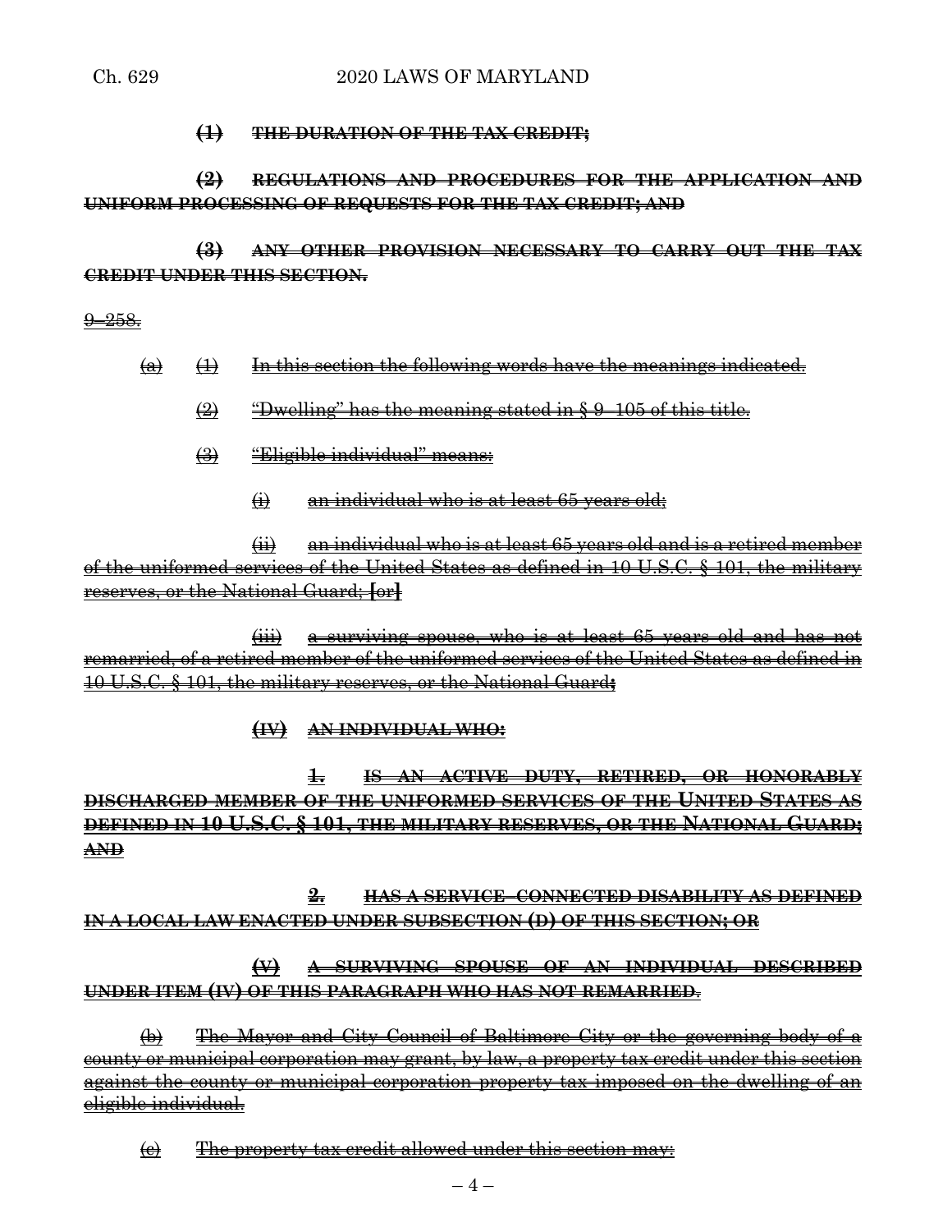**(1) THE DURATION OF THE TAX CREDIT;**

**(2) REGULATIONS AND PROCEDURES FOR THE APPLICATION AND UNIFORM PROCESSING OF REQUESTS FOR THE TAX CREDIT; AND**

**(3) ANY OTHER PROVISION NECESSARY TO CARRY OUT THE TAX CREDIT UNDER THIS SECTION.**

9–258.

(a) (1) In this section the following words have the meanings indicated.

(2) "Dwelling" has the meaning stated in § 9–105 of this title.

(3) "Eligible individual" means:

(i) an individual who is at least 65 years old;

(ii) an individual who is at least 65 years old and is a retired member of the uniformed services of the United States as defined in 10 U.S.C. § 101, the military reserves, or the National Guard; **[**or**]**

(iii) a surviving spouse, who is at least 65 years old and has not remarried, of a retired member of the uniformed services of the United States as defined in 10 U.S.C. § 101, the military reserves, or the National Guard**;**

**(IV) AN INDIVIDUAL WHO:**

**1. IS AN ACTIVE DUTY, RETIRED, OR HONORABLY DISCHARGED MEMBER OF THE UNIFORMED SERVICES OF THE UNITED STATES AS DEFINED IN 10 U.S.C. § 101, THE MILITARY RESERVES, OR THE NATIONAL GUARD; AND**

**2. HAS A SERVICE–CONNECTED DISABILITY AS DEFINED IN A LOCAL LAW ENACTED UNDER SUBSECTION (D) OF THIS SECTION; OR**

**(V) A SURVIVING SPOUSE OF AN INDIVIDUAL DESCRIBED UNDER ITEM (IV) OF THIS PARAGRAPH WHO HAS NOT REMARRIED.**

(b) The Mayor and City Council of Baltimore City or the governing body of a county or municipal corporation may grant, by law, a property tax credit under this section against the county or municipal corporation property tax imposed on the dwelling of an eligible individual.

(c) The property tax credit allowed under this section may: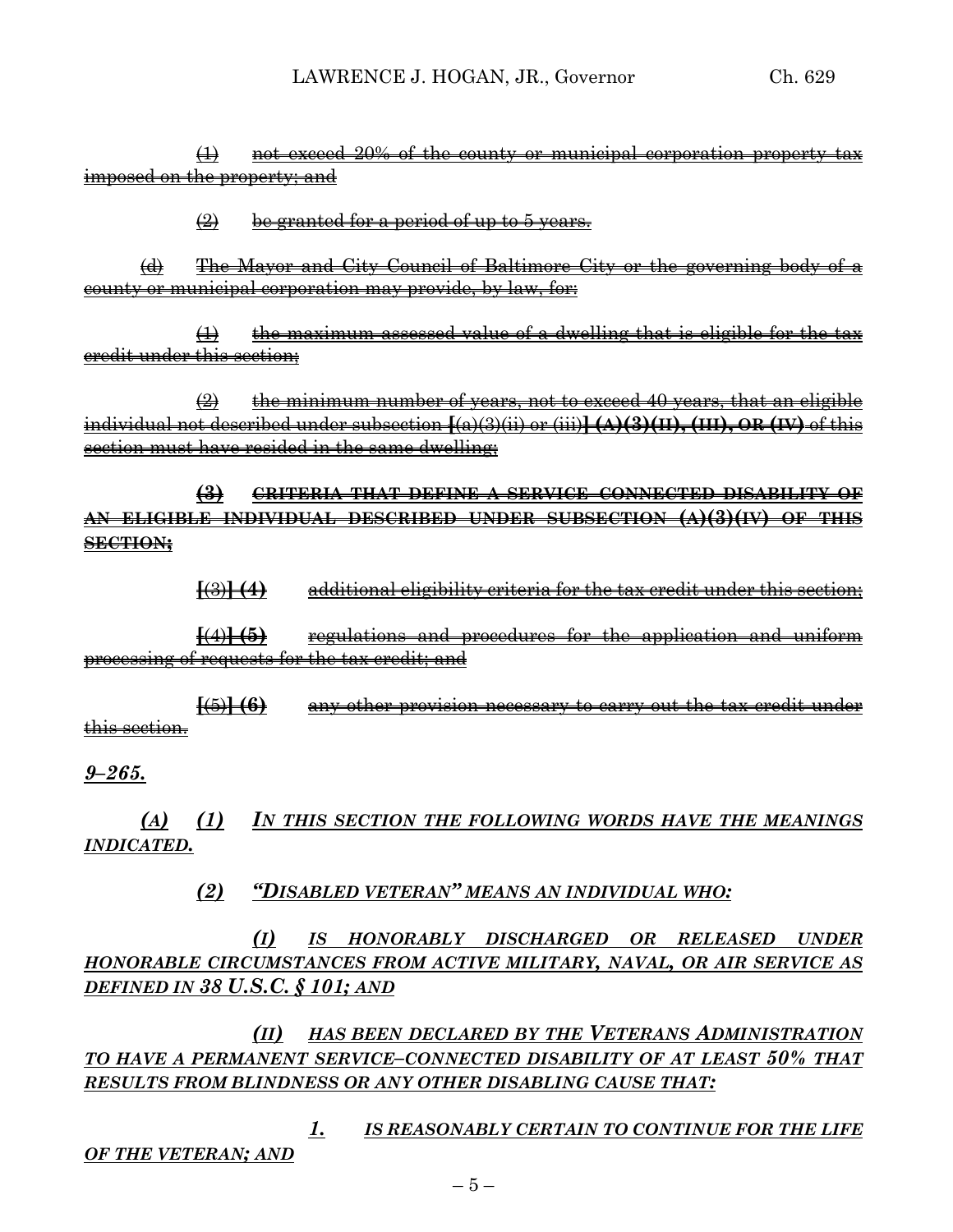~~(1) not exceed 20% of the county or municipal corporation property tax imposed on the property; and~~

~~(2) be granted for a period of up to 5 years.~~

~~(d) The Mayor and City Council of Baltimore City or the governing body of a county or municipal corporation may provide, by law, for:~~

~~(1) the maximum assessed value of a dwelling that is eligible for the tax credit under this section;~~

~~(2) the minimum number of years, not to exceed 40 years, that an eligible individual not described under subsection **[**(a)(3)(ii) or (iii)**] (A)(3)(II), (III), OR (IV)** of this section must have resided in the same dwelling;~~

~~**(3) CRITERIA THAT DEFINE A SERVICE–CONNECTED DISABILITY OF AN ELIGIBLE INDIVIDUAL DESCRIBED UNDER SUBSECTION (A)(3)(IV) OF THIS SECTION;**~~

~~**[**(3)**] (4)** additional eligibility criteria for the tax credit under this section;~~

~~**[**(4)**] (5)** regulations and procedures for the application and uniform processing of requests for the tax credit; and~~

~~**[**(5)**] (6)** any other provision necessary to carry out the tax credit under this section.~~

***9–265.***

***(A) (1) IN THIS SECTION THE FOLLOWING WORDS HAVE THE MEANINGS INDICATED.***

***(2) "DISABLED VETERAN" MEANS AN INDIVIDUAL WHO:***

***(I) IS HONORABLY DISCHARGED OR RELEASED UNDER HONORABLE CIRCUMSTANCES FROM ACTIVE MILITARY, NAVAL, OR AIR SERVICE AS DEFINED IN 38 U.S.C. § 101; AND***

***(II) HAS BEEN DECLARED BY THE VETERANS ADMINISTRATION TO HAVE A PERMANENT SERVICE–CONNECTED DISABILITY OF AT LEAST 50% THAT RESULTS FROM BLINDNESS OR ANY OTHER DISABLING CAUSE THAT:***

***1. IS REASONABLY CERTAIN TO CONTINUE FOR THE LIFE OF THE VETERAN; AND***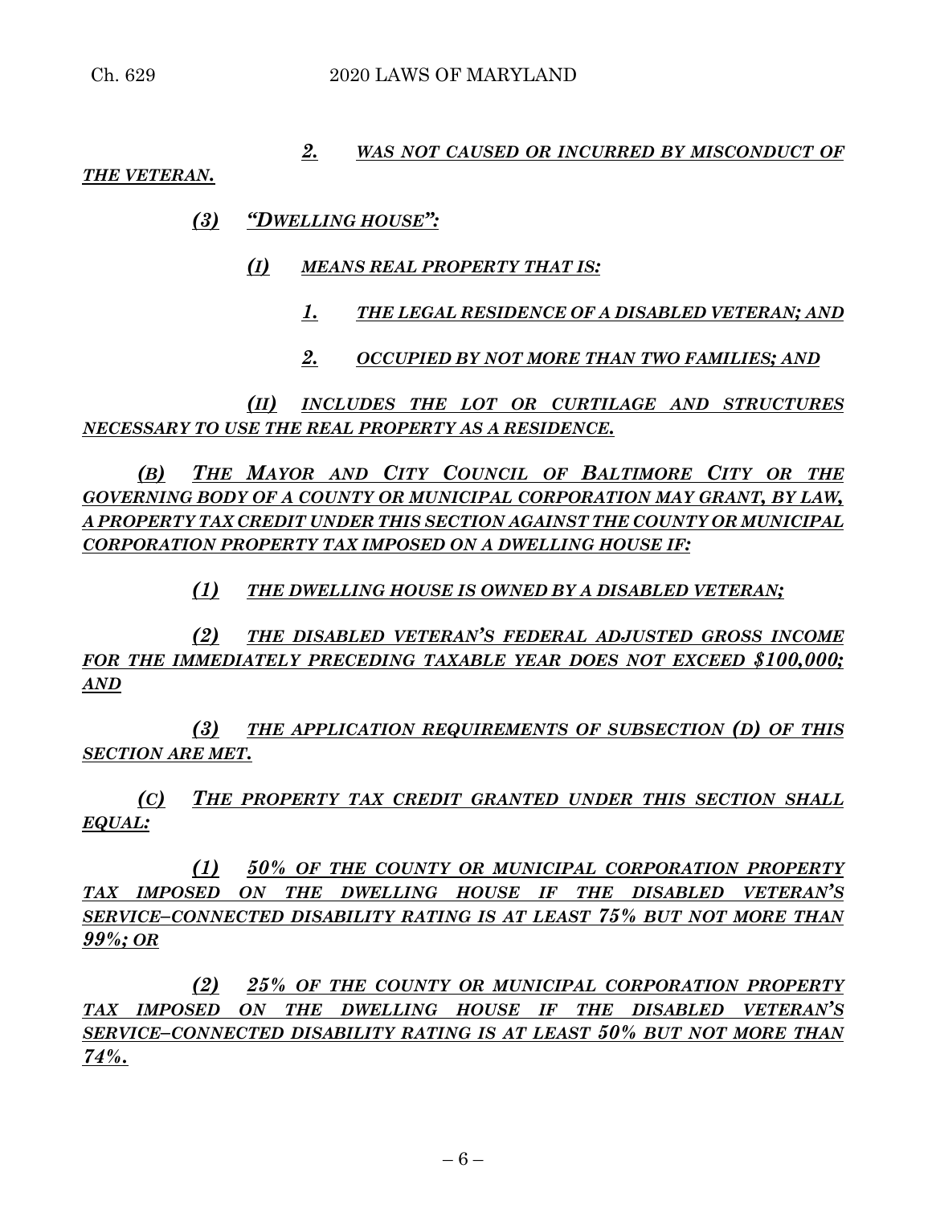***2.*** ***WAS NOT CAUSED OR INCURRED BY MISCONDUCT OF THE VETERAN.***

***(3)*** ***"DWELLING HOUSE":***

***(I)*** ***MEANS REAL PROPERTY THAT IS:***

***1.*** ***THE LEGAL RESIDENCE OF A DISABLED VETERAN; AND***

***2.*** ***OCCUPIED BY NOT MORE THAN TWO FAMILIES; AND***

***(II)*** ***INCLUDES THE LOT OR CURTILAGE AND STRUCTURES NECESSARY TO USE THE REAL PROPERTY AS A RESIDENCE.***

***(B)*** ***THE MAYOR AND CITY COUNCIL OF BALTIMORE CITY OR THE GOVERNING BODY OF A COUNTY OR MUNICIPAL CORPORATION MAY GRANT, BY LAW, A PROPERTY TAX CREDIT UNDER THIS SECTION AGAINST THE COUNTY OR MUNICIPAL CORPORATION PROPERTY TAX IMPOSED ON A DWELLING HOUSE IF:***

***(1)*** ***THE DWELLING HOUSE IS OWNED BY A DISABLED VETERAN;***

***(2)*** ***THE DISABLED VETERAN'S FEDERAL ADJUSTED GROSS INCOME FOR THE IMMEDIATELY PRECEDING TAXABLE YEAR DOES NOT EXCEED $100,000; AND***

***(3)*** ***THE APPLICATION REQUIREMENTS OF SUBSECTION (D) OF THIS SECTION ARE MET.***

***(C)*** ***THE PROPERTY TAX CREDIT GRANTED UNDER THIS SECTION SHALL EQUAL:***

***(1)*** ***50% OF THE COUNTY OR MUNICIPAL CORPORATION PROPERTY TAX IMPOSED ON THE DWELLING HOUSE IF THE DISABLED VETERAN'S SERVICE–CONNECTED DISABILITY RATING IS AT LEAST 75% BUT NOT MORE THAN 99%; OR***

***(2)*** ***25% OF THE COUNTY OR MUNICIPAL CORPORATION PROPERTY TAX IMPOSED ON THE DWELLING HOUSE IF THE DISABLED VETERAN'S SERVICE–CONNECTED DISABILITY RATING IS AT LEAST 50% BUT NOT MORE THAN 74%.***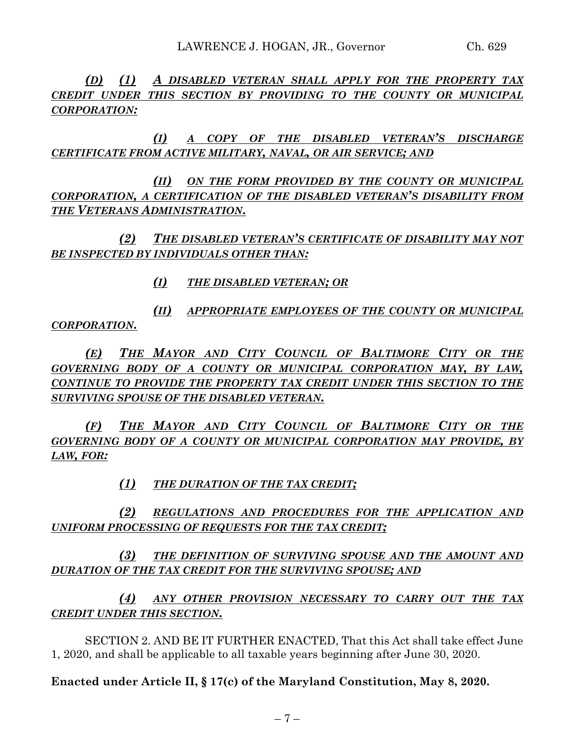***(D)*** ***(1)*** ***A DISABLED VETERAN SHALL APPLY FOR THE PROPERTY TAX CREDIT UNDER THIS SECTION BY PROVIDING TO THE COUNTY OR MUNICIPAL CORPORATION:***

***(I)*** ***A COPY OF THE DISABLED VETERAN'S DISCHARGE CERTIFICATE FROM ACTIVE MILITARY, NAVAL, OR AIR SERVICE; AND***

***(II)*** ***ON THE FORM PROVIDED BY THE COUNTY OR MUNICIPAL CORPORATION, A CERTIFICATION OF THE DISABLED VETERAN'S DISABILITY FROM THE VETERANS ADMINISTRATION.***

***(2)*** ***THE DISABLED VETERAN'S CERTIFICATE OF DISABILITY MAY NOT BE INSPECTED BY INDIVIDUALS OTHER THAN:***

***(I)*** ***THE DISABLED VETERAN; OR***

***(II)*** ***APPROPRIATE EMPLOYEES OF THE COUNTY OR MUNICIPAL CORPORATION.***

***(E)*** ***THE MAYOR AND CITY COUNCIL OF BALTIMORE CITY OR THE GOVERNING BODY OF A COUNTY OR MUNICIPAL CORPORATION MAY, BY LAW, CONTINUE TO PROVIDE THE PROPERTY TAX CREDIT UNDER THIS SECTION TO THE SURVIVING SPOUSE OF THE DISABLED VETERAN.***

***(F)*** ***THE MAYOR AND CITY COUNCIL OF BALTIMORE CITY OR THE GOVERNING BODY OF A COUNTY OR MUNICIPAL CORPORATION MAY PROVIDE, BY LAW, FOR:***

***(1)*** ***THE DURATION OF THE TAX CREDIT;***

***(2)*** ***REGULATIONS AND PROCEDURES FOR THE APPLICATION AND UNIFORM PROCESSING OF REQUESTS FOR THE TAX CREDIT;***

***(3)*** ***THE DEFINITION OF SURVIVING SPOUSE AND THE AMOUNT AND DURATION OF THE TAX CREDIT FOR THE SURVIVING SPOUSE; AND***

***(4)*** ***ANY OTHER PROVISION NECESSARY TO CARRY OUT THE TAX CREDIT UNDER THIS SECTION.***

SECTION 2. AND BE IT FURTHER ENACTED, That this Act shall take effect June 1, 2020, and shall be applicable to all taxable years beginning after June 30, 2020.

**Enacted under Article II, § 17(c) of the Maryland Constitution, May 8, 2020.**